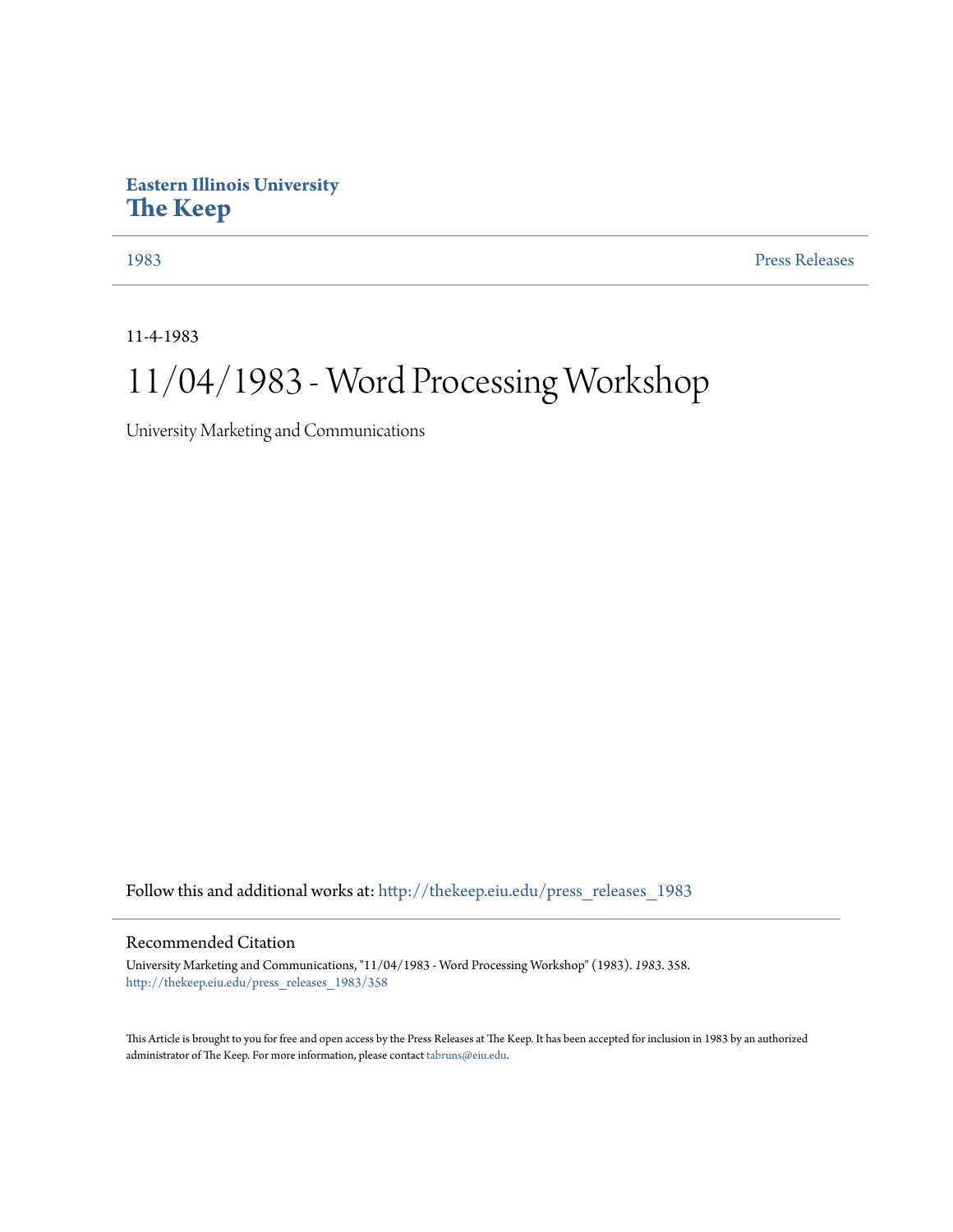Eastern Illinois University

**The Keep**

1983 | Press Releases

11-4-1983

# 11/04/1983 - Word Processing Workshop

University Marketing and Communications

Follow this and additional works at: http://thekeep.eiu.edu/press_releases_1983

## Recommended Citation

University Marketing and Communications, "11/04/1983 - Word Processing Workshop" (1983). *1983*. 358.
http://thekeep.eiu.edu/press_releases_1983/358

This Article is brought to you for free and open access by the Press Releases at The Keep. It has been accepted for inclusion in 1983 by an authorized administrator of The Keep. For more information, please contact tabruns@eiu.edu.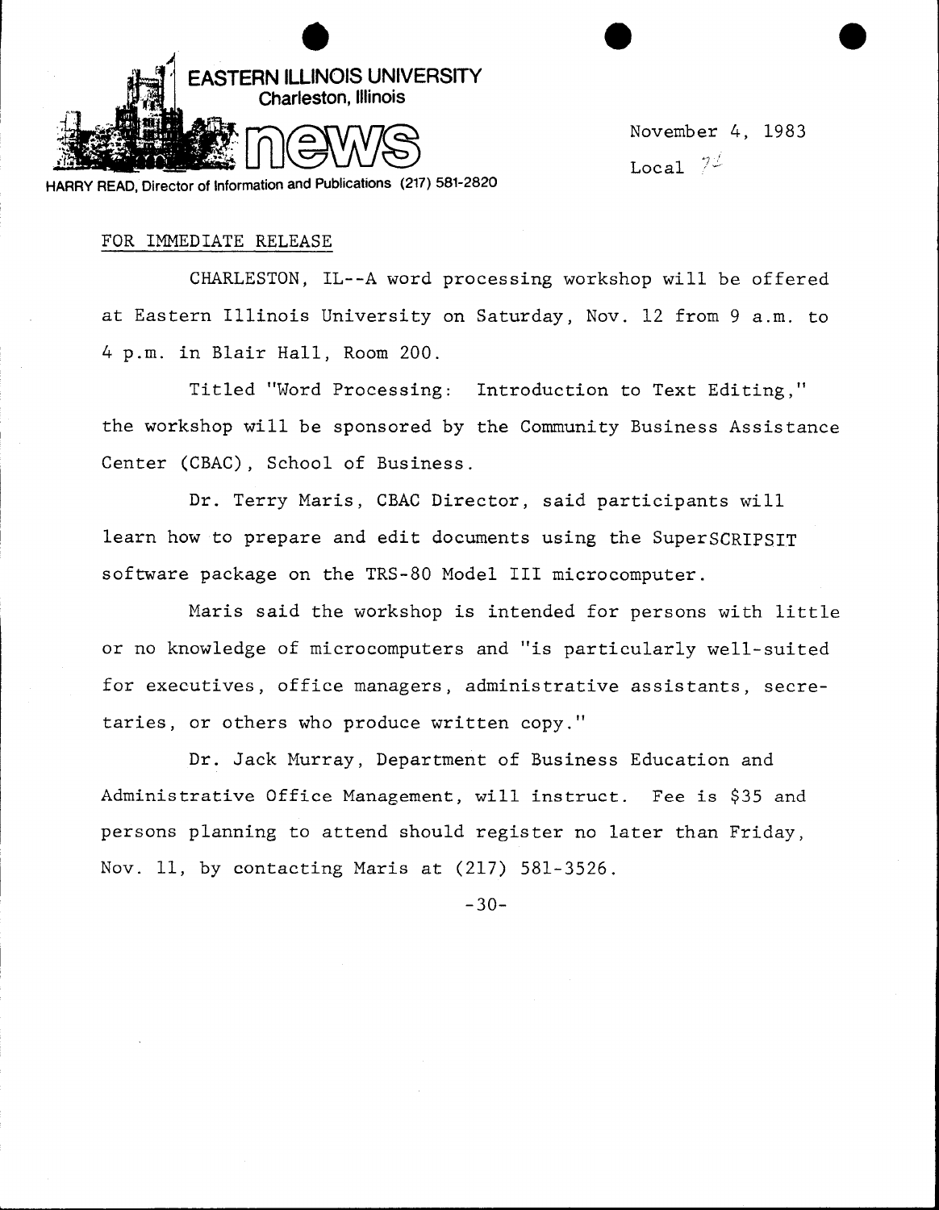**EASTERN ILLINOIS UNIVERSITY**
**Charleston, Illinois**

# news

HARRY READ, Director of Information and Publications (217) 581-2820

November 4, 1983

Local 72

FOR IMMEDIATE RELEASE

CHARLESTON, IL--A word processing workshop will be offered at Eastern Illinois University on Saturday, Nov. 12 from 9 a.m. to 4 p.m. in Blair Hall, Room 200.

Titled "Word Processing: Introduction to Text Editing," the workshop will be sponsored by the Community Business Assistance Center (CBAC), School of Business.

Dr. Terry Maris, CBAC Director, said participants will learn how to prepare and edit documents using the SuperSCRIPSIT software package on the TRS-80 Model III microcomputer.

Maris said the workshop is intended for persons with little or no knowledge of microcomputers and "is particularly well-suited for executives, office managers, administrative assistants, secretaries, or others who produce written copy."

Dr. Jack Murray, Department of Business Education and Administrative Office Management, will instruct. Fee is $35 and persons planning to attend should register no later than Friday, Nov. 11, by contacting Maris at (217) 581-3526.

-30-